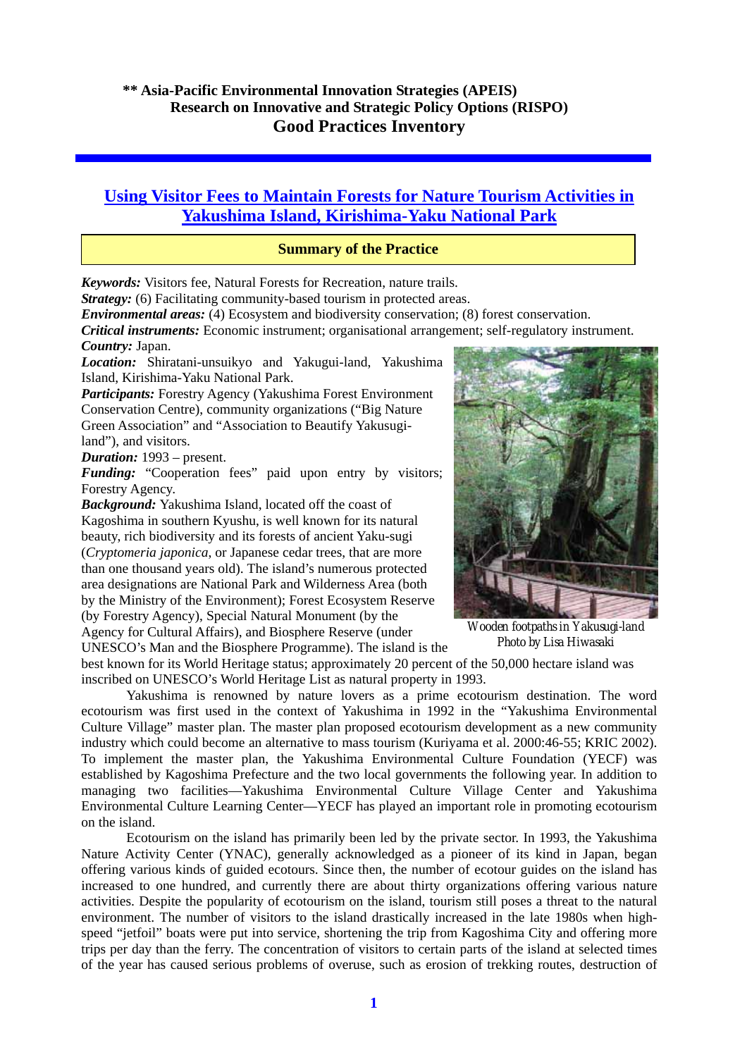**\*\* Asia-Pacific Environmental Innovation Strategies (APEIS)**
**Research on Innovative and Strategic Policy Options (RISPO)**
**Good Practices Inventory**

# Using Visitor Fees to Maintain Forests for Nature Tourism Activities in Yakushima Island, Kirishima-Yaku National Park

## Summary of the Practice

***Keywords:*** Visitors fee, Natural Forests for Recreation, nature trails.
***Strategy:*** (6) Facilitating community-based tourism in protected areas.
***Environmental areas:*** (4) Ecosystem and biodiversity conservation; (8) forest conservation.
***Critical instruments:*** Economic instrument; organisational arrangement; self-regulatory instrument.
***Country:*** Japan.
***Location:*** Shiratani-unsuikyo and Yakugui-land, Yakushima Island, Kirishima-Yaku National Park.
***Participants:*** Forestry Agency (Yakushima Forest Environment Conservation Centre), community organizations ("Big Nature Green Association" and "Association to Beautify Yakusugi-land"), and visitors.
***Duration:*** 1993 – present.
***Funding:*** "Cooperation fees" paid upon entry by visitors; Forestry Agency.
***Background:*** Yakushima Island, located off the coast of Kagoshima in southern Kyushu, is well known for its natural beauty, rich biodiversity and its forests of ancient Yaku-sugi (*Cryptomeria japonica*, or Japanese cedar trees, that are more than one thousand years old). The island's numerous protected area designations are National Park and Wilderness Area (both by the Ministry of the Environment); Forest Ecosystem Reserve (by Forestry Agency), Special Natural Monument (by the Agency for Cultural Affairs), and Biosphere Reserve (under UNESCO's Man and the Biosphere Programme). The island is the best known for its World Heritage status; approximately 20 percent of the 50,000 hectare island was inscribed on UNESCO's World Heritage List as natural property in 1993.

Wooden footpaths in Yakusugi-land
Photo by Lisa Hiwasaki

Yakushima is renowned by nature lovers as a prime ecotourism destination. The word ecotourism was first used in the context of Yakushima in 1992 in the "Yakushima Environmental Culture Village" master plan. The master plan proposed ecotourism development as a new community industry which could become an alternative to mass tourism (Kuriyama et al. 2000:46-55; KRIC 2002). To implement the master plan, the Yakushima Environmental Culture Foundation (YECF) was established by Kagoshima Prefecture and the two local governments the following year. In addition to managing two facilities—Yakushima Environmental Culture Village Center and Yakushima Environmental Culture Learning Center—YECF has played an important role in promoting ecotourism on the island.

Ecotourism on the island has primarily been led by the private sector. In 1993, the Yakushima Nature Activity Center (YNAC), generally acknowledged as a pioneer of its kind in Japan, began offering various kinds of guided ecotours. Since then, the number of ecotour guides on the island has increased to one hundred, and currently there are about thirty organizations offering various nature activities. Despite the popularity of ecotourism on the island, tourism still poses a threat to the natural environment. The number of visitors to the island drastically increased in the late 1980s when high-speed "jetfoil" boats were put into service, shortening the trip from Kagoshima City and offering more trips per day than the ferry. The concentration of visitors to certain parts of the island at selected times of the year has caused serious problems of overuse, such as erosion of trekking routes, destruction of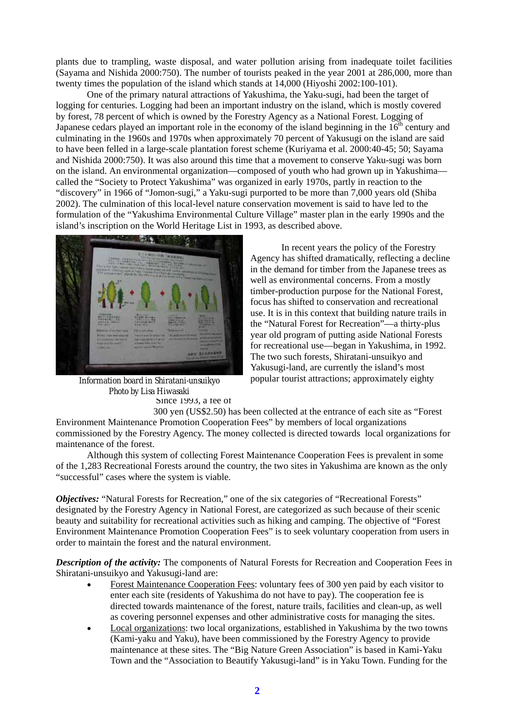plants due to trampling, waste disposal, and water pollution arising from inadequate toilet facilities (Sayama and Nishida 2000:750). The number of tourists peaked in the year 2001 at 286,000, more than twenty times the population of the island which stands at 14,000 (Hiyoshi 2002:100-101).

One of the primary natural attractions of Yakushima, the Yaku-sugi, had been the target of logging for centuries. Logging had been an important industry on the island, which is mostly covered by forest, 78 percent of which is owned by the Forestry Agency as a National Forest. Logging of Japanese cedars played an important role in the economy of the island beginning in the 16th century and culminating in the 1960s and 1970s when approximately 70 percent of Yakusugi on the island are said to have been felled in a large-scale plantation forest scheme (Kuriyama et al. 2000:40-45; 50; Sayama and Nishida 2000:750). It was also around this time that a movement to conserve Yaku-sugi was born on the island. An environmental organization—composed of youth who had grown up in Yakushima—called the "Society to Protect Yakushima" was organized in early 1970s, partly in reaction to the "discovery" in 1966 of "Jomon-sugi," a Yaku-sugi purported to be more than 7,000 years old (Shiba 2002). The culmination of this local-level nature conservation movement is said to have led to the formulation of the "Yakushima Environmental Culture Village" master plan in the early 1990s and the island's inscription on the World Heritage List in 1993, as described above.

*Information board in Shiratani-unsuikyo*
*Photo by Lisa Hiwasaki*

In recent years the policy of the Forestry Agency has shifted dramatically, reflecting a decline in the demand for timber from the Japanese trees as well as environmental concerns. From a mostly timber-production purpose for the National Forest, focus has shifted to conservation and recreational use. It is in this context that building nature trails in the "Natural Forest for Recreation"—a thirty-plus year old program of putting aside National Forests for recreational use—began in Yakushima, in 1992. The two such forests, Shiratani-unsuikyo and Yakusugi-land, are currently the island's most popular tourist attractions; approximately eighty Since 1993, a fee of 300 yen (US$2.50) has been collected at the entrance of each site as "Forest Environment Maintenance Promotion Cooperation Fees" by members of local organizations commissioned by the Forestry Agency. The money collected is directed towards local organizations for maintenance of the forest.

Although this system of collecting Forest Maintenance Cooperation Fees is prevalent in some of the 1,283 Recreational Forests around the country, the two sites in Yakushima are known as the only "successful" cases where the system is viable.

***Objectives:*** "Natural Forests for Recreation," one of the six categories of "Recreational Forests" designated by the Forestry Agency in National Forest, are categorized as such because of their scenic beauty and suitability for recreational activities such as hiking and camping. The objective of "Forest Environment Maintenance Promotion Cooperation Fees" is to seek voluntary cooperation from users in order to maintain the forest and the natural environment.

***Description of the activity:*** The components of Natural Forests for Recreation and Cooperation Fees in Shiratani-unsuikyo and Yakusugi-land are:

- <u>Forest Maintenance Cooperation Fees</u>: voluntary fees of 300 yen paid by each visitor to enter each site (residents of Yakushima do not have to pay). The cooperation fee is directed towards maintenance of the forest, nature trails, facilities and clean-up, as well as covering personnel expenses and other administrative costs for managing the sites.
- <u>Local organizations</u>: two local organizations, established in Yakushima by the two towns (Kami-yaku and Yaku), have been commissioned by the Forestry Agency to provide maintenance at these sites. The "Big Nature Green Association" is based in Kami-Yaku Town and the "Association to Beautify Yakusugi-land" is in Yaku Town. Funding for the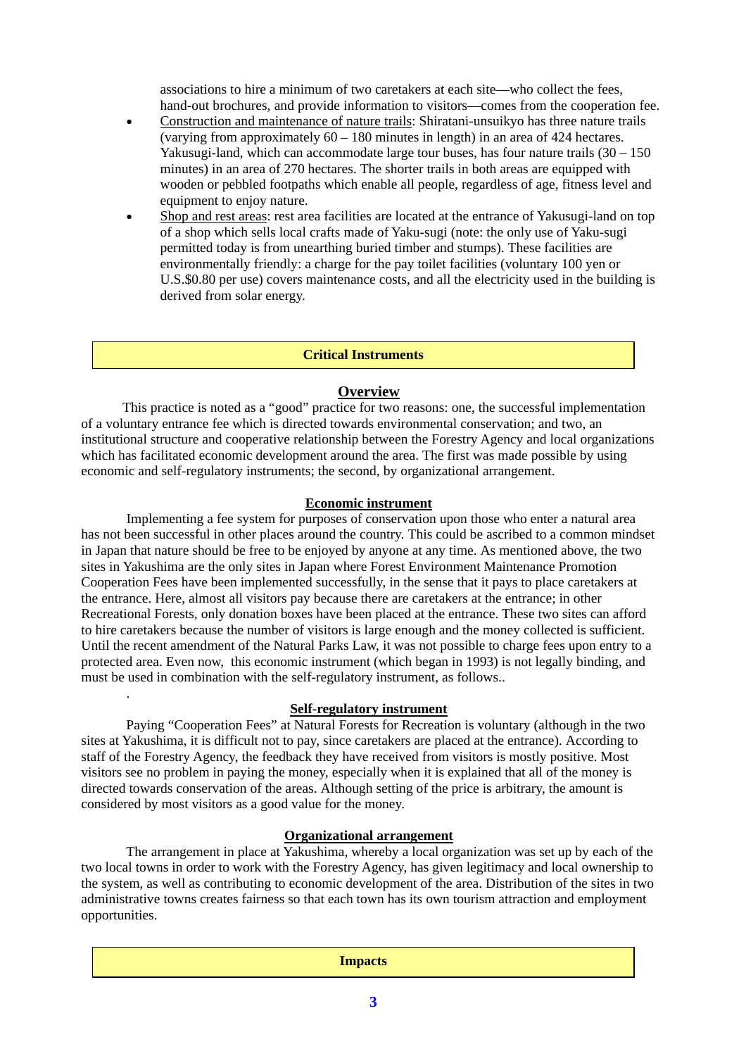associations to hire a minimum of two caretakers at each site—who collect the fees, hand-out brochures, and provide information to visitors—comes from the cooperation fee.

- Construction and maintenance of nature trails: Shiratani-unsuikyo has three nature trails (varying from approximately 60 – 180 minutes in length) in an area of 424 hectares. Yakusugi-land, which can accommodate large tour buses, has four nature trails (30 – 150 minutes) in an area of 270 hectares. The shorter trails in both areas are equipped with wooden or pebbled footpaths which enable all people, regardless of age, fitness level and equipment to enjoy nature.
- Shop and rest areas: rest area facilities are located at the entrance of Yakusugi-land on top of a shop which sells local crafts made of Yaku-sugi (note: the only use of Yaku-sugi permitted today is from unearthing buried timber and stumps). These facilities are environmentally friendly: a charge for the pay toilet facilities (voluntary 100 yen or U.S.$0.80 per use) covers maintenance costs, and all the electricity used in the building is derived from solar energy.

## Critical Instruments

### Overview

This practice is noted as a "good" practice for two reasons: one, the successful implementation of a voluntary entrance fee which is directed towards environmental conservation; and two, an institutional structure and cooperative relationship between the Forestry Agency and local organizations which has facilitated economic development around the area. The first was made possible by using economic and self-regulatory instruments; the second, by organizational arrangement.

### Economic instrument

Implementing a fee system for purposes of conservation upon those who enter a natural area has not been successful in other places around the country. This could be ascribed to a common mindset in Japan that nature should be free to be enjoyed by anyone at any time. As mentioned above, the two sites in Yakushima are the only sites in Japan where Forest Environment Maintenance Promotion Cooperation Fees have been implemented successfully, in the sense that it pays to place caretakers at the entrance. Here, almost all visitors pay because there are caretakers at the entrance; in other Recreational Forests, only donation boxes have been placed at the entrance. These two sites can afford to hire caretakers because the number of visitors is large enough and the money collected is sufficient. Until the recent amendment of the Natural Parks Law, it was not possible to charge fees upon entry to a protected area. Even now, this economic instrument (which began in 1993) is not legally binding, and must be used in combination with the self-regulatory instrument, as follows..

.

### Self-regulatory instrument

Paying "Cooperation Fees" at Natural Forests for Recreation is voluntary (although in the two sites at Yakushima, it is difficult not to pay, since caretakers are placed at the entrance). According to staff of the Forestry Agency, the feedback they have received from visitors is mostly positive. Most visitors see no problem in paying the money, especially when it is explained that all of the money is directed towards conservation of the areas. Although setting of the price is arbitrary, the amount is considered by most visitors as a good value for the money.

### Organizational arrangement

The arrangement in place at Yakushima, whereby a local organization was set up by each of the two local towns in order to work with the Forestry Agency, has given legitimacy and local ownership to the system, as well as contributing to economic development of the area. Distribution of the sites in two administrative towns creates fairness so that each town has its own tourism attraction and employment opportunities.

## Impacts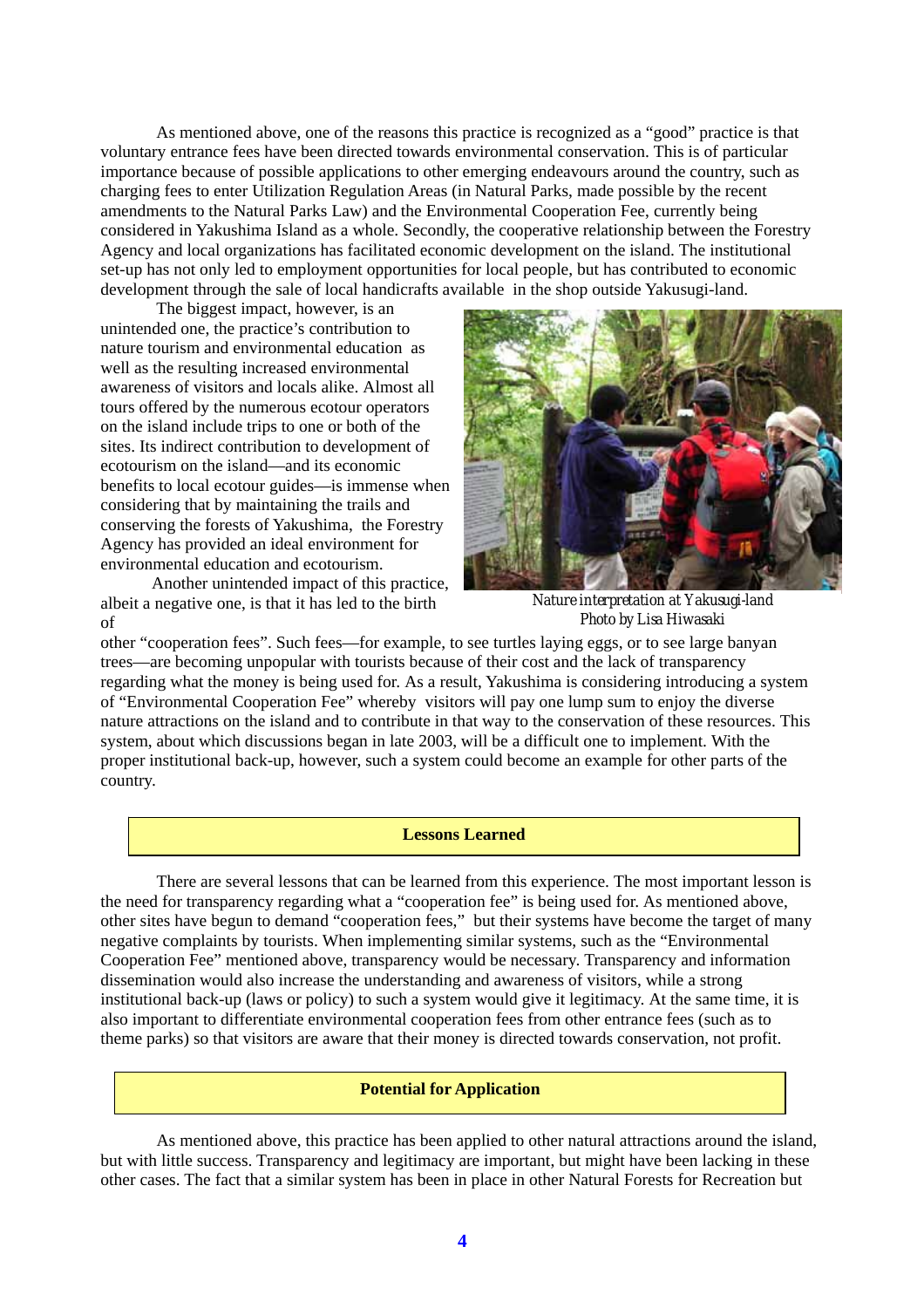As mentioned above, one of the reasons this practice is recognized as a "good" practice is that voluntary entrance fees have been directed towards environmental conservation. This is of particular importance because of possible applications to other emerging endeavours around the country, such as charging fees to enter Utilization Regulation Areas (in Natural Parks, made possible by the recent amendments to the Natural Parks Law) and the Environmental Cooperation Fee, currently being considered in Yakushima Island as a whole. Secondly, the cooperative relationship between the Forestry Agency and local organizations has facilitated economic development on the island. The institutional set-up has not only led to employment opportunities for local people, but has contributed to economic development through the sale of local handicrafts available in the shop outside Yakusugi-land.

The biggest impact, however, is an unintended one, the practice's contribution to nature tourism and environmental education as well as the resulting increased environmental awareness of visitors and locals alike. Almost all tours offered by the numerous ecotour operators on the island include trips to one or both of the sites. Its indirect contribution to development of ecotourism on the island—and its economic benefits to local ecotour guides—is immense when considering that by maintaining the trails and conserving the forests of Yakushima, the Forestry Agency has provided an ideal environment for environmental education and ecotourism.

*Nature interpretation at Yakusugi-land*
*Photo by Lisa Hiwasaki*

Another unintended impact of this practice, albeit a negative one, is that it has led to the birth of other "cooperation fees". Such fees—for example, to see turtles laying eggs, or to see large banyan trees—are becoming unpopular with tourists because of their cost and the lack of transparency regarding what the money is being used for. As a result, Yakushima is considering introducing a system of "Environmental Cooperation Fee" whereby visitors will pay one lump sum to enjoy the diverse nature attractions on the island and to contribute in that way to the conservation of these resources. This system, about which discussions began in late 2003, will be a difficult one to implement. With the proper institutional back-up, however, such a system could become an example for other parts of the country.

## Lessons Learned

There are several lessons that can be learned from this experience. The most important lesson is the need for transparency regarding what a "cooperation fee" is being used for. As mentioned above, other sites have begun to demand "cooperation fees," but their systems have become the target of many negative complaints by tourists. When implementing similar systems, such as the "Environmental Cooperation Fee" mentioned above, transparency would be necessary. Transparency and information dissemination would also increase the understanding and awareness of visitors, while a strong institutional back-up (laws or policy) to such a system would give it legitimacy. At the same time, it is also important to differentiate environmental cooperation fees from other entrance fees (such as to theme parks) so that visitors are aware that their money is directed towards conservation, not profit.

## Potential for Application

As mentioned above, this practice has been applied to other natural attractions around the island, but with little success. Transparency and legitimacy are important, but might have been lacking in these other cases. The fact that a similar system has been in place in other Natural Forests for Recreation but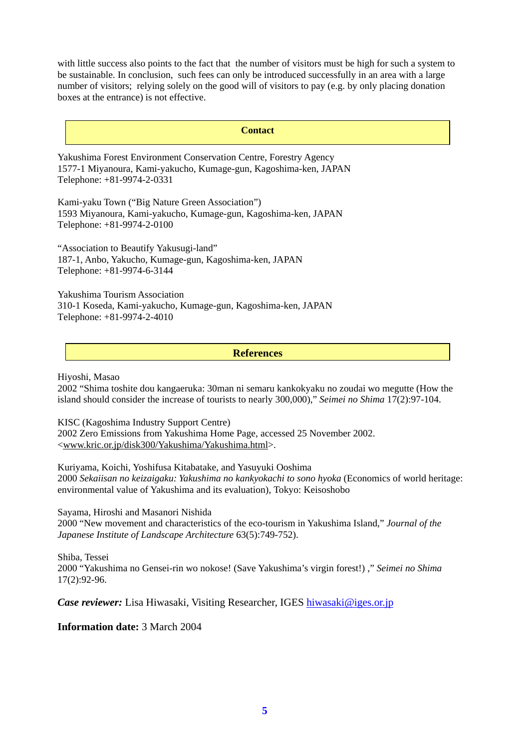with little success also points to the fact that the number of visitors must be high for such a system to be sustainable. In conclusion, such fees can only be introduced successfully in an area with a large number of visitors; relying solely on the good will of visitors to pay (e.g. by only placing donation boxes at the entrance) is not effective.

## Contact

Yakushima Forest Environment Conservation Centre, Forestry Agency
1577-1 Miyanoura, Kami-yakucho, Kumage-gun, Kagoshima-ken, JAPAN
Telephone: +81-9974-2-0331

Kami-yaku Town ("Big Nature Green Association")
1593 Miyanoura, Kami-yakucho, Kumage-gun, Kagoshima-ken, JAPAN
Telephone: +81-9974-2-0100

"Association to Beautify Yakusugi-land"
187-1, Anbo, Yakucho, Kumage-gun, Kagoshima-ken, JAPAN
Telephone: +81-9974-6-3144

Yakushima Tourism Association
310-1 Koseda, Kami-yakucho, Kumage-gun, Kagoshima-ken, JAPAN
Telephone: +81-9974-2-4010

## References

Hiyoshi, Masao
2002 "Shima toshite dou kangaeruka: 30man ni semaru kankokyaku no zoudai wo megutte (How the island should consider the increase of tourists to nearly 300,000)," *Seimei no Shima* 17(2):97-104.

KISC (Kagoshima Industry Support Centre)
2002 Zero Emissions from Yakushima Home Page, accessed 25 November 2002.
<www.kric.or.jp/disk300/Yakushima/Yakushima.html>.

Kuriyama, Koichi, Yoshifusa Kitabatake, and Yasuyuki Ooshima
2000 *Sekaiisan no keizaigaku: Yakushima no kankyokachi to sono hyoka* (Economics of world heritage: environmental value of Yakushima and its evaluation), Tokyo: Keisoshobo

Sayama, Hiroshi and Masanori Nishida
2000 "New movement and characteristics of the eco-tourism in Yakushima Island," *Journal of the Japanese Institute of Landscape Architecture* 63(5):749-752).

Shiba, Tessei
2000 "Yakushima no Gensei-rin wo nokose! (Save Yakushima's virgin forest!) ," *Seimei no Shima* 17(2):92-96.

***Case reviewer:*** Lisa Hiwasaki, Visiting Researcher, IGES hiwasaki@iges.or.jp

**Information date:** 3 March 2004